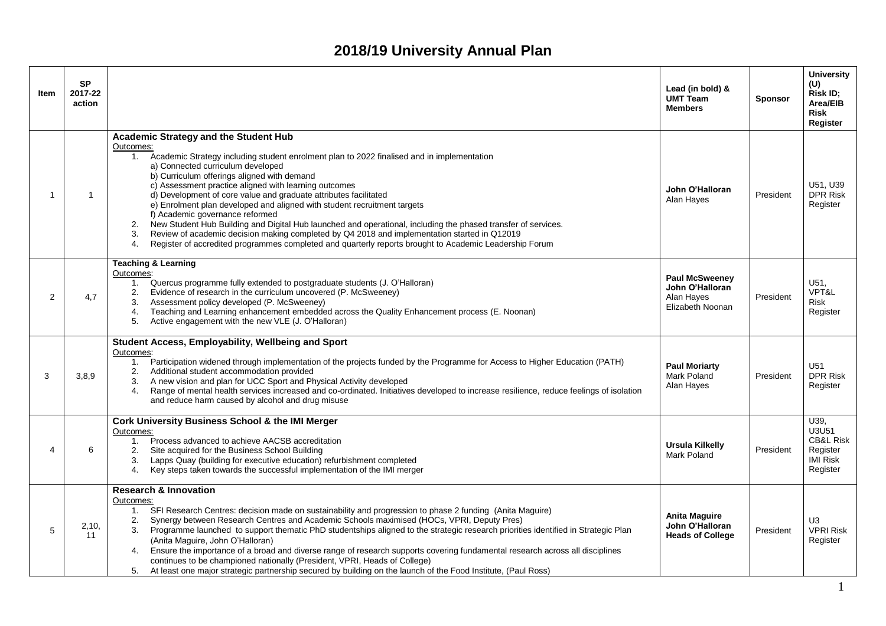# 2018/19 University Annual Plan

| Item | SP 2017-22 action | | Lead (in bold) & UMT Team Members | Sponsor | University (U) Risk ID; Area/EIB Risk Register |
|---|---|---|---|---|---|
| 1 | 1 | **Academic Strategy and the Student Hub**<br>Outcomes:<br>1. Academic Strategy including student enrolment plan to 2022 finalised and in implementation<br>a) Connected curriculum developed<br>b) Curriculum offerings aligned with demand<br>c) Assessment practice aligned with learning outcomes<br>d) Development of core value and graduate attributes facilitated<br>e) Enrolment plan developed and aligned with student recruitment targets<br>f) Academic governance reformed<br>2. New Student Hub Building and Digital Hub launched and operational, including the phased transfer of services.<br>3. Review of academic decision making completed by Q4 2018 and implementation started in Q12019<br>4. Register of accredited programmes completed and quarterly reports brought to Academic Leadership Forum | **John O'Halloran**<br>Alan Hayes | President | U51, U39<br>DPR Risk Register |
| 2 | 4,7 | **Teaching & Learning**<br>Outcomes:<br>1. Quercus programme fully extended to postgraduate students (J. O'Halloran)<br>2. Evidence of research in the curriculum uncovered (P. McSweeney)<br>3. Assessment policy developed (P. McSweeney)<br>4. Teaching and Learning enhancement embedded across the Quality Enhancement process (E. Noonan)<br>5. Active engagement with the new VLE (J. O'Halloran) | **Paul McSweeney**<br>**John O'Halloran**<br>Alan Hayes<br>Elizabeth Noonan | President | U51,<br>VPT&L Risk Register |
| 3 | 3,8,9 | **Student Access, Employability, Wellbeing and Sport**<br>Outcomes:<br>1. Participation widened through implementation of the projects funded by the Programme for Access to Higher Education (PATH)<br>2. Additional student accommodation provided<br>3. A new vision and plan for UCC Sport and Physical Activity developed<br>4. Range of mental health services increased and co-ordinated. Initiatives developed to increase resilience, reduce feelings of isolation and reduce harm caused by alcohol and drug misuse | **Paul Moriarty**<br>Mark Poland<br>Alan Hayes | President | U51<br>DPR Risk Register |
| 4 | 6 | **Cork University Business School & the IMI Merger**<br>Outcomes:<br>1. Process advanced to achieve AACSB accreditation<br>2. Site acquired for the Business School Building<br>3. Lapps Quay (building for executive education) refurbishment completed<br>4. Key steps taken towards the successful implementation of the IMI merger | **Ursula Kilkelly**<br>Mark Poland | President | U39,<br>U3U51<br>CB&L Risk Register<br>IMI Risk Register |
| 5 | 2,10,<br>11 | **Research & Innovation**<br>Outcomes:<br>1. SFI Research Centres: decision made on sustainability and progression to phase 2 funding (Anita Maguire)<br>2. Synergy between Research Centres and Academic Schools maximised (HOCs, VPRI, Deputy Pres)<br>3. Programme launched to support thematic PhD studentships aligned to the strategic research priorities identified in Strategic Plan (Anita Maguire, John O'Halloran)<br>4. Ensure the importance of a broad and diverse range of research supports covering fundamental research across all disciplines continues to be championed nationally (President, VPRI, Heads of College)<br>5. At least one major strategic partnership secured by building on the launch of the Food Institute, (Paul Ross) | **Anita Maguire**<br>**John O'Halloran**<br>**Heads of College** | President | U3<br>VPRI Risk Register |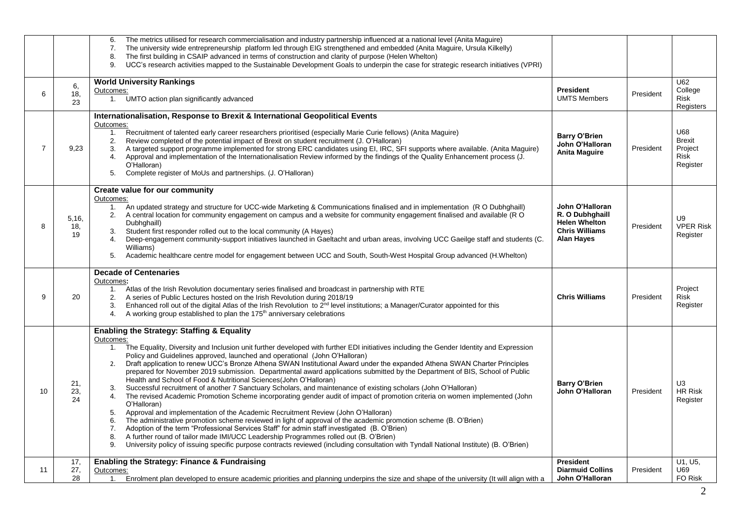| | | | | | |
|---|---|---|---|---|---|
| | | 6. The metrics utilised for research commercialisation and industry partnership influenced at a national level (Anita Maguire)<br>7. The university wide entrepreneurship platform led through EIG strengthened and embedded (Anita Maguire, Ursula Kilkelly)<br>8. The first building in CSAIP advanced in terms of construction and clarity of purpose (Helen Whelton)<br>9. UCC's research activities mapped to the Sustainable Development Goals to underpin the case for strategic research initiatives (VPRI) | | | |
| 6 | 6, 18, 23 | **World University Rankings**<br>Outcomes:<br>1. UMTO action plan significantly advanced | **President**<br>UMTS Members | President | U62 College Risk Registers |
| 7 | 9,23 | **Internationalisation, Response to Brexit & International Geopolitical Events**<br>Outcomes:<br>1. Recruitment of talented early career researchers prioritised (especially Marie Curie fellows) (Anita Maguire)<br>2. Review completed of the potential impact of Brexit on student recruitment (J. O'Halloran)<br>3. A targeted support programme implemented for strong ERC candidates using EI, IRC, SFI supports where available. (Anita Maguire)<br>4. Approval and implementation of the Internationalisation Review informed by the findings of the Quality Enhancement process (J. O'Halloran)<br>5. Complete register of MoUs and partnerships. (J. O'Halloran) | **Barry O'Brien**<br>**John O'Halloran**<br>**Anita Maguire** | President | U68 Brexit Project Risk Register |
| 8 | 5,16, 18, 19 | **Create value for our community**<br>Outcomes:<br>1. An updated strategy and structure for UCC-wide Marketing & Communications finalised and in implementation (R O Dubhghaill)<br>2. A central location for community engagement on campus and a website for community engagement finalised and available (R O Dubhghaill)<br>3. Student first responder rolled out to the local community (A Hayes)<br>4. Deep-engagement community-support initiatives launched in Gaeltacht and urban areas, involving UCC Gaeilge staff and students (C. Williams)<br>5. Academic healthcare centre model for engagement between UCC and South, South-West Hospital Group advanced (H.Whelton) | **John O'Halloran**<br>**R. O Dubhghaill**<br>**Helen Whelton**<br>**Chris Williams**<br>**Alan Hayes** | President | U9 VPER Risk Register |
| 9 | 20 | **Decade of Centenaries**<br>Outcomes:<br>1. Atlas of the Irish Revolution documentary series finalised and broadcast in partnership with RTE<br>2. A series of Public Lectures hosted on the Irish Revolution during 2018/19<br>3. Enhanced roll out of the digital Atlas of the Irish Revolution to 2nd level institutions; a Manager/Curator appointed for this<br>4. A working group established to plan the 175th anniversary celebrations | **Chris Williams** | President | Project Risk Register |
| 10 | 21, 23, 24 | **Enabling the Strategy: Staffing & Equality**<br>Outcomes:<br>1. The Equality, Diversity and Inclusion unit further developed with further EDI initiatives including the Gender Identity and Expression Policy and Guidelines approved, launched and operational (John O'Halloran)<br>2. Draft application to renew UCC's Bronze Athena SWAN Institutional Award under the expanded Athena SWAN Charter Principles prepared for November 2019 submission. Departmental award applications submitted by the Department of BIS, School of Public Health and School of Food & Nutritional Sciences(John O'Halloran)<br>3. Successful recruitment of another 7 Sanctuary Scholars, and maintenance of existing scholars (John O'Halloran)<br>4. The revised Academic Promotion Scheme incorporating gender audit of impact of promotion criteria on women implemented (John O'Halloran)<br>5. Approval and implementation of the Academic Recruitment Review (John O'Halloran)<br>6. The administrative promotion scheme reviewed in light of approval of the academic promotion scheme (B. O'Brien)<br>7. Adoption of the term "Professional Services Staff" for admin staff investigated (B. O'Brien)<br>8. A further round of tailor made IMI/UCC Leadership Programmes rolled out (B. O'Brien)<br>9. University policy of issuing specific purpose contracts reviewed (including consultation with Tyndall National Institute) (B. O'Brien) | **Barry O'Brien**<br>**John O'Halloran** | President | U3 HR Risk Register |
| 11 | 17, 27, 28 | **Enabling the Strategy: Finance & Fundraising**<br>Outcomes:<br>1. Enrolment plan developed to ensure academic priorities and planning underpins the size and shape of the university (It will align with a | **President**<br>**Diarmuid Collins**<br>**John O'Halloran** | President | U1, U5, U69 FO Risk |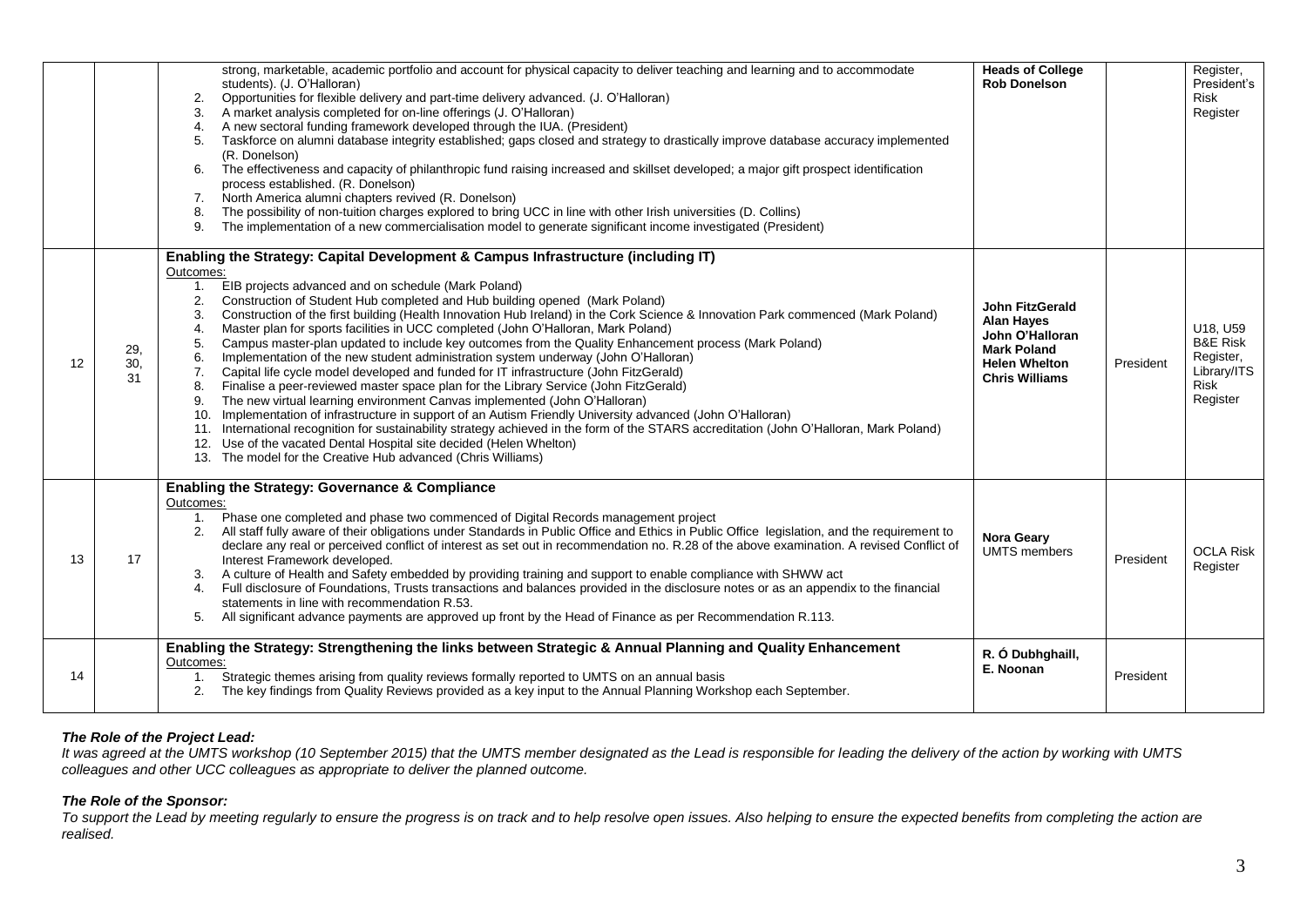| | | | | | |
|---|---|---|---|---|---|
| | | strong, marketable, academic portfolio and account for physical capacity to deliver teaching and learning and to accommodate students). (J. O'Halloran)<br>2. Opportunities for flexible delivery and part-time delivery advanced. (J. O'Halloran)<br>3. A market analysis completed for on-line offerings (J. O'Halloran)<br>4. A new sectoral funding framework developed through the IUA. (President)<br>5. Taskforce on alumni database integrity established; gaps closed and strategy to drastically improve database accuracy implemented (R. Donelson)<br>6. The effectiveness and capacity of philanthropic fund raising increased and skillset developed; a major gift prospect identification process established. (R. Donelson)<br>7. North America alumni chapters revived (R. Donelson)<br>8. The possibility of non-tuition charges explored to bring UCC in line with other Irish universities (D. Collins)<br>9. The implementation of a new commercialisation model to generate significant income investigated (President) | **Heads of College**<br>**Rob Donelson** | | Register, President's Risk Register |
| 12 | 29, 30, 31 | **Enabling the Strategy: Capital Development & Campus Infrastructure (including IT)**<br>Outcomes:<br>1. EIB projects advanced and on schedule (Mark Poland)<br>2. Construction of Student Hub completed and Hub building opened (Mark Poland)<br>3. Construction of the first building (Health Innovation Hub Ireland) in the Cork Science & Innovation Park commenced (Mark Poland)<br>4. Master plan for sports facilities in UCC completed (John O'Halloran, Mark Poland)<br>5. Campus master-plan updated to include key outcomes from the Quality Enhancement process (Mark Poland)<br>6. Implementation of the new student administration system underway (John O'Halloran)<br>7. Capital life cycle model developed and funded for IT infrastructure (John FitzGerald)<br>8. Finalise a peer-reviewed master space plan for the Library Service (John FitzGerald)<br>9. The new virtual learning environment Canvas implemented (John O'Halloran)<br>10. Implementation of infrastructure in support of an Autism Friendly University advanced (John O'Halloran)<br>11. International recognition for sustainability strategy achieved in the form of the STARS accreditation (John O'Halloran, Mark Poland)<br>12. Use of the vacated Dental Hospital site decided (Helen Whelton)<br>13. The model for the Creative Hub advanced (Chris Williams) | **John FitzGerald**<br>**Alan Hayes**<br>**John O'Halloran**<br>**Mark Poland**<br>**Helen Whelton**<br>**Chris Williams** | President | U18, U59 B&E Risk Register, Library/ITS Risk Register |
| 13 | 17 | **Enabling the Strategy: Governance & Compliance**<br>Outcomes:<br>1. Phase one completed and phase two commenced of Digital Records management project<br>2. All staff fully aware of their obligations under Standards in Public Office and Ethics in Public Office legislation, and the requirement to declare any real or perceived conflict of interest as set out in recommendation no. R.28 of the above examination. A revised Conflict of Interest Framework developed.<br>3. A culture of Health and Safety embedded by providing training and support to enable compliance with SHWW act<br>4. Full disclosure of Foundations, Trusts transactions and balances provided in the disclosure notes or as an appendix to the financial statements in line with recommendation R.53.<br>5. All significant advance payments are approved up front by the Head of Finance as per Recommendation R.113. | **Nora Geary**<br>UMTS members | President | OCLA Risk Register |
| 14 | | **Enabling the Strategy: Strengthening the links between Strategic & Annual Planning and Quality Enhancement**<br>Outcomes:<br>1. Strategic themes arising from quality reviews formally reported to UMTS on an annual basis<br>2. The key findings from Quality Reviews provided as a key input to the Annual Planning Workshop each September. | **R. Ó Dubhghaill, E. Noonan** | President | |

***The Role of the Project Lead:***

*It was agreed at the UMTS workshop (10 September 2015) that the UMTS member designated as the Lead is responsible for leading the delivery of the action by working with UMTS colleagues and other UCC colleagues as appropriate to deliver the planned outcome.*

***The Role of the Sponsor:***

*To support the Lead by meeting regularly to ensure the progress is on track and to help resolve open issues. Also helping to ensure the expected benefits from completing the action are realised.*